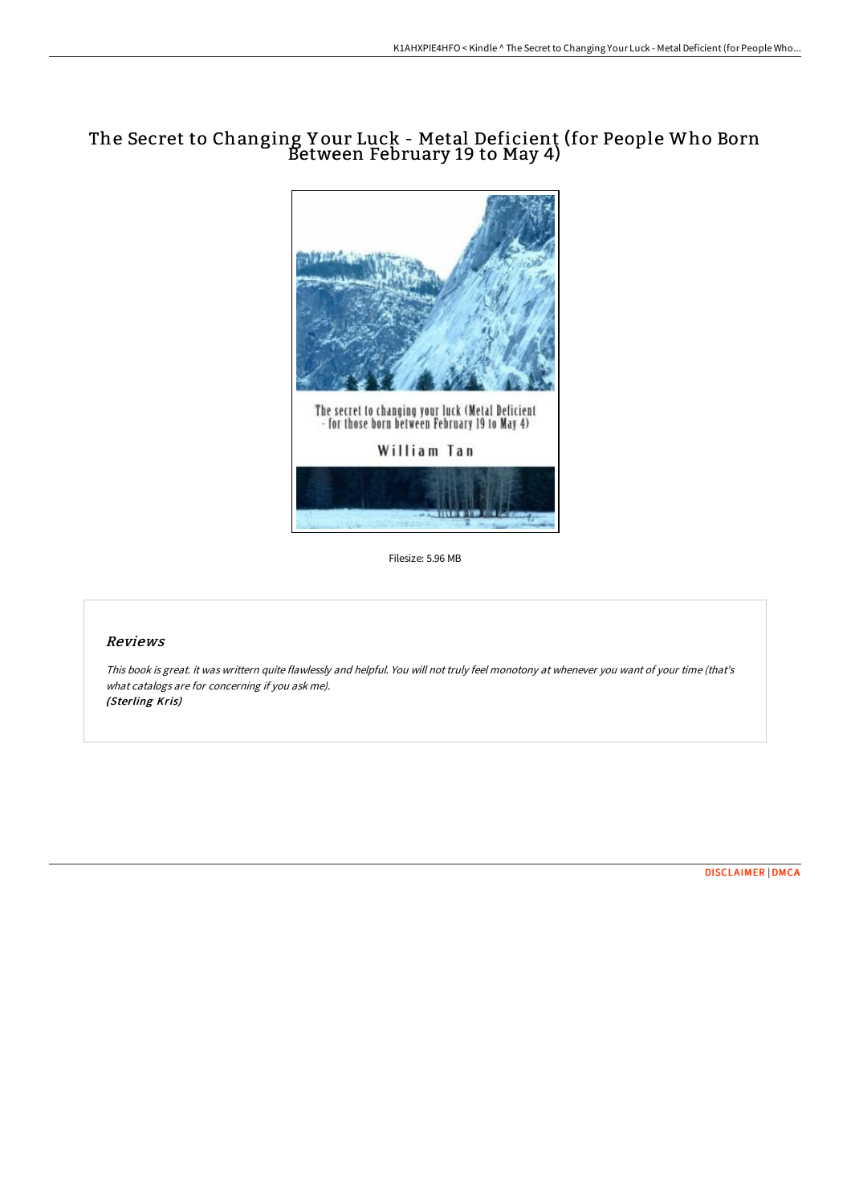# The Secret to Changing Your Luck - Metal Deficient (for People Who Born Between February 19 to May 4)

Filesize: 5.96 MB

## *Reviews*

*This book is great. it was writtern quite flawlessly and helpful. You will not truly feel monotony at whenever you want of your time (that's what catalogs are for concerning if you ask me).*
*(Sterling Kris)*

DISCLAIMER | DMCA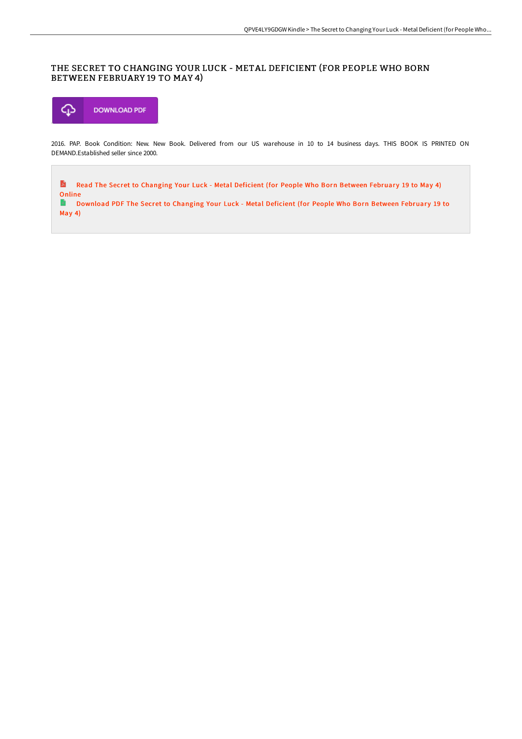# THE SECRET TO CHANGING YOUR LUCK - METAL DEFICIENT (FOR PEOPLE WHO BORN BETWEEN FEBRUARY 19 TO MAY 4)

DOWNLOAD PDF

2016. PAP. Book Condition: New. New Book. Delivered from our US warehouse in 10 to 14 business days. THIS BOOK IS PRINTED ON DEMAND.Established seller since 2000.

Read The Secret to Changing Your Luck - Metal Deficient (for People Who Born Between February 19 to May 4) Online

Download PDF The Secret to Changing Your Luck - Metal Deficient (for People Who Born Between February 19 to May 4)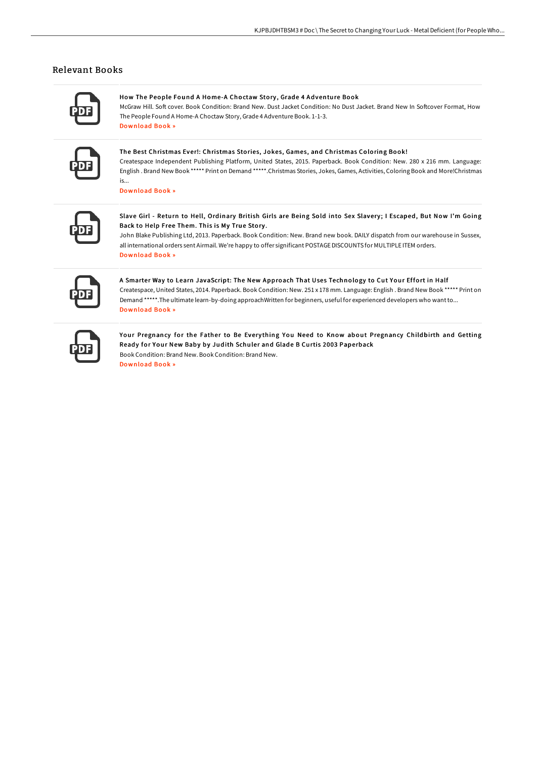## Relevant Books

**How The People Found A Home-A Choctaw Story, Grade 4 Adventure Book**

McGraw Hill. Soft cover. Book Condition: Brand New. Dust Jacket Condition: No Dust Jacket. Brand New In Softcover Format, How The People Found A Home-A Choctaw Story, Grade 4 Adventure Book. 1-1-3.

Download Book »

**The Best Christmas Ever!: Christmas Stories, Jokes, Games, and Christmas Coloring Book!**

Createspace Independent Publishing Platform, United States, 2015. Paperback. Book Condition: New. 280 x 216 mm. Language: English . Brand New Book ***** Print on Demand *****.Christmas Stories, Jokes, Games, Activities, Coloring Book and More!Christmas is...

Download Book »

**Slave Girl - Return to Hell, Ordinary British Girls are Being Sold into Sex Slavery; I Escaped, But Now I'm Going Back to Help Free Them. This is My True Story.**

John Blake Publishing Ltd, 2013. Paperback. Book Condition: New. Brand new book. DAILY dispatch from our warehouse in Sussex, all international orders sent Airmail. We're happy to offer significant POSTAGE DISCOUNTS for MULTIPLE ITEM orders.

Download Book »

**A Smarter Way to Learn JavaScript: The New Approach That Uses Technology to Cut Your Effort in Half**

Createspace, United States, 2014. Paperback. Book Condition: New. 251 x 178 mm. Language: English . Brand New Book ***** Print on Demand *****.The ultimate learn-by-doing approachWritten for beginners, useful for experienced developers who want to...

Download Book »

**Your Pregnancy for the Father to Be Everything You Need to Know about Pregnancy Childbirth and Getting Ready for Your New Baby by Judith Schuler and Glade B Curtis 2003 Paperback**

Book Condition: Brand New. Book Condition: Brand New.

Download Book »